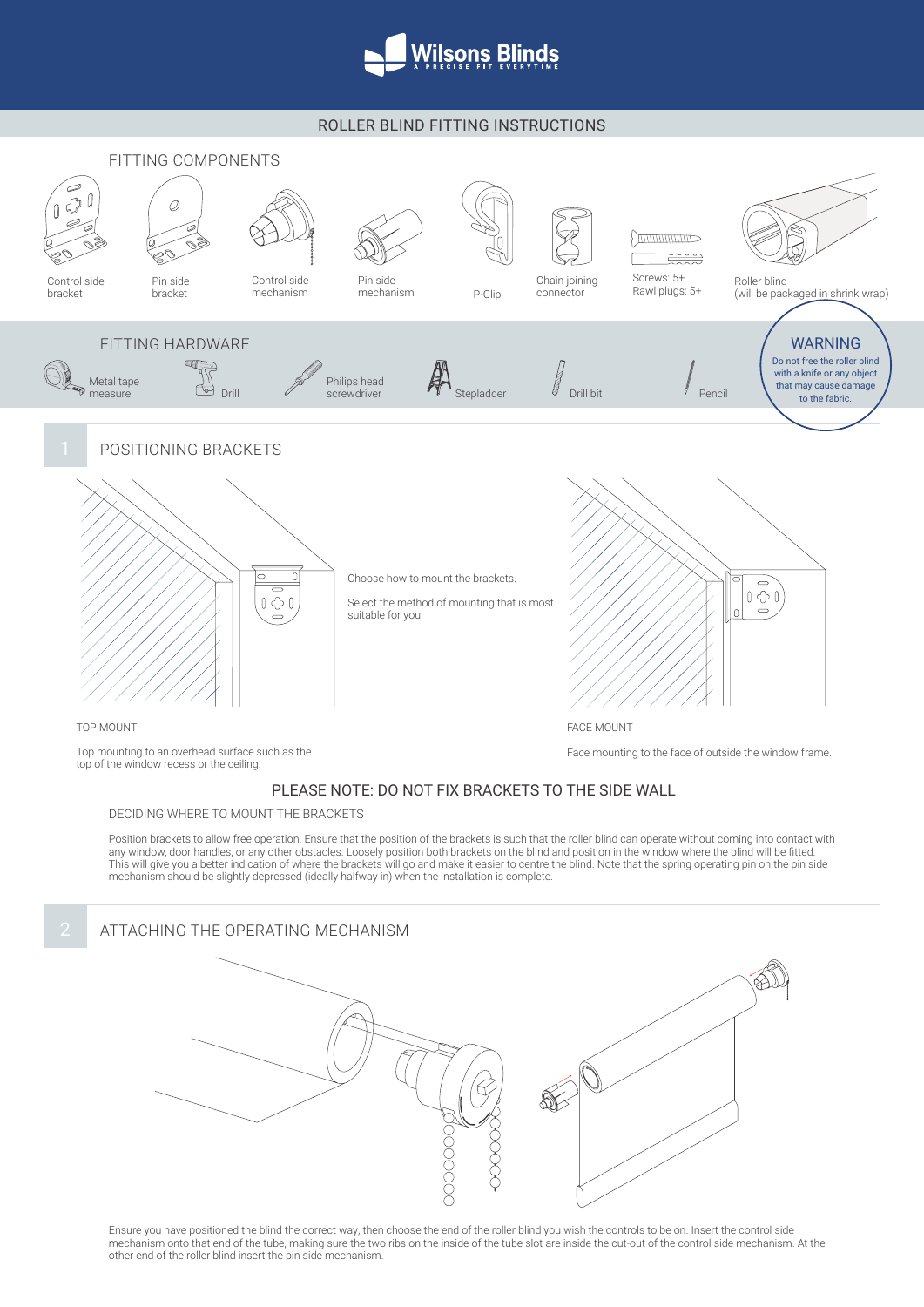# Wilsons Blinds

A PRECISE FIT EVERYTIME

## ROLLER BLIND FITTING INSTRUCTIONS

### FITTING COMPONENTS

- Control side bracket
- Pin side bracket
- Control side mechanism
- Pin side mechanism
- P-Clip
- Chain joining connector
- Screws: 5+
- Rawl plugs: 5+
- Roller blind (will be packaged in shrink wrap)

### FITTING HARDWARE

- Metal tape measure
- Drill
- Philips head screwdriver
- Stepladder
- Drill bit
- Pencil

**WARNING**

Do not free the roller blind with a knife or any object that may cause damage to the fabric.

## 1 POSITIONING BRACKETS

Choose how to mount the brackets.

Select the method of mounting that is most suitable for you.

**TOP MOUNT**

Top mounting to an overhead surface such as the top of the window recess or the ceiling.

**FACE MOUNT**

Face mounting to the face of outside the window frame.

### PLEASE NOTE: DO NOT FIX BRACKETS TO THE SIDE WALL

**DECIDING WHERE TO MOUNT THE BRACKETS**

Position brackets to allow free operation. Ensure that the position of the brackets is such that the roller blind can operate without coming into contact with any window, door handles, or any other obstacles. Loosely position both brackets on the blind and position in the window where the blind will be fitted. This will give you a better indication of where the brackets will go and make it easier to centre the blind. Note that the spring operating pin on the pin side mechanism should be slightly depressed (ideally halfway in) when the installation is complete.

## 2 ATTACHING THE OPERATING MECHANISM

Ensure you have positioned the blind the correct way, then choose the end of the roller blind you wish the controls to be on. Insert the control side mechanism onto that end of the tube, making sure the two ribs on the inside of the tube slot are inside the cut-out of the control side mechanism. At the other end of the roller blind insert the pin side mechanism.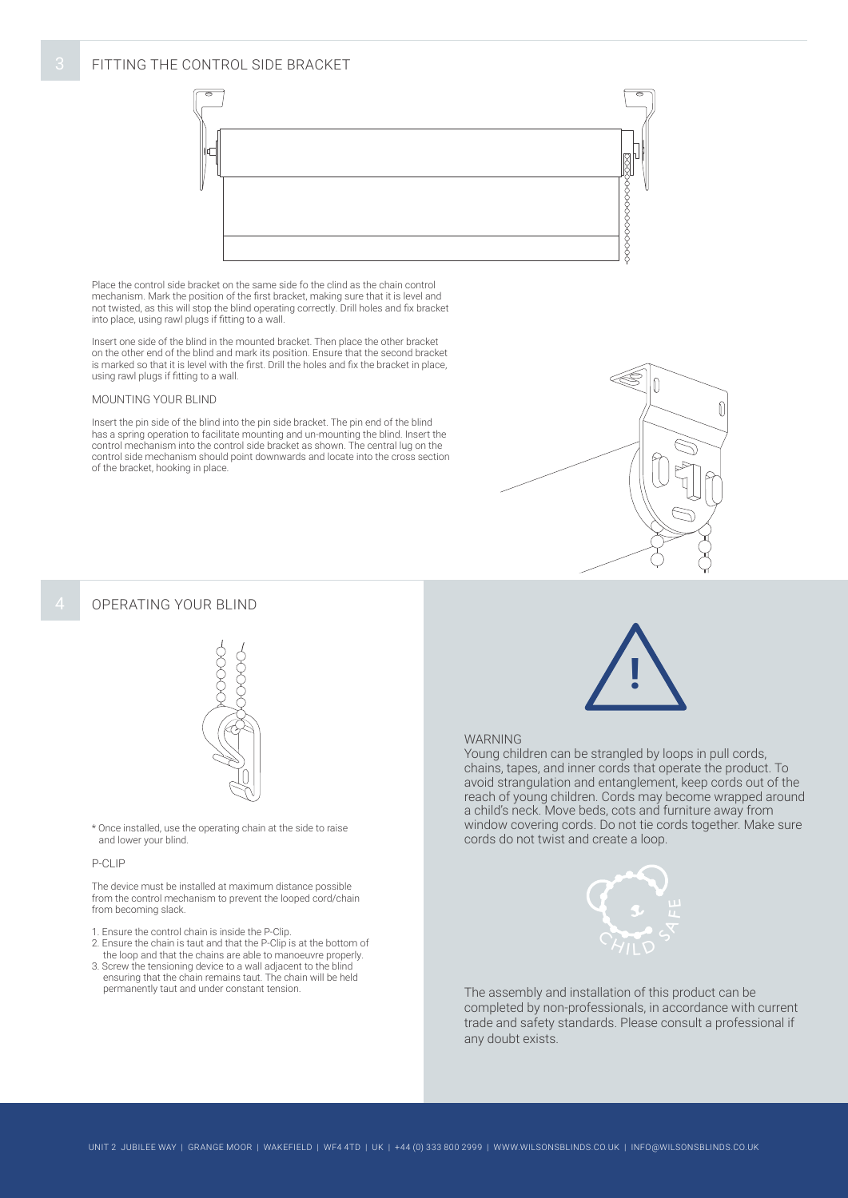## 3 FITTING THE CONTROL SIDE BRACKET

Place the control side bracket on the same side fo the clind as the chain control mechanism. Mark the position of the first bracket, making sure that it is level and not twisted, as this will stop the blind operating correctly. Drill holes and fix bracket into place, using rawl plugs if fitting to a wall.

Insert one side of the blind in the mounted bracket. Then place the other bracket on the other end of the blind and mark its position. Ensure that the second bracket is marked so that it is level with the first. Drill the holes and fix the bracket in place, using rawl plugs if fitting to a wall.

### MOUNTING YOUR BLIND

Insert the pin side of the blind into the pin side bracket. The pin end of the blind has a spring operation to facilitate mounting and un-mounting the blind. Insert the control mechanism into the control side bracket as shown. The central lug on the control side mechanism should point downwards and locate into the cross section of the bracket, hooking in place.

## 4 OPERATING YOUR BLIND

* Once installed, use the operating chain at the side to raise and lower your blind.

### P-CLIP

The device must be installed at maximum distance possible from the control mechanism to prevent the looped cord/chain from becoming slack.

1. Ensure the control chain is inside the P-Clip.
2. Ensure the chain is taut and that the P-Clip is at the bottom of the loop and that the chains are able to manoeuvre properly.
3. Screw the tensioning device to a wall adjacent to the blind ensuring that the chain remains taut. The chain will be held permanently taut and under constant tension.

WARNING

Young children can be strangled by loops in pull cords, chains, tapes, and inner cords that operate the product. To avoid strangulation and entanglement, keep cords out of the reach of young children. Cords may become wrapped around a child's neck. Move beds, cots and furniture away from window covering cords. Do not tie cords together. Make sure cords do not twist and create a loop.

CHILD SAFE

The assembly and installation of this product can be completed by non-professionals, in accordance with current trade and safety standards. Please consult a professional if any doubt exists.

UNIT 2 JUBILEE WAY | GRANGE MOOR | WAKEFIELD | WF4 4TD | UK | +44 (0) 333 800 2999 | WWW.WILSONSBLINDS.CO.UK | INFO@WILSONSBLINDS.CO.UK